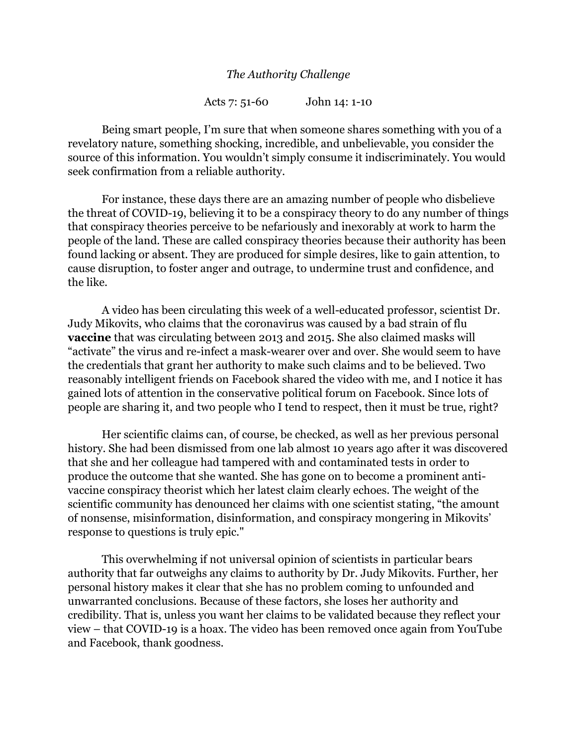*The Authority Challenge*

Acts 7: 51-60 John 14: 1-10

Being smart people, I'm sure that when someone shares something with you of a revelatory nature, something shocking, incredible, and unbelievable, you consider the source of this information. You wouldn't simply consume it indiscriminately. You would seek confirmation from a reliable authority.

For instance, these days there are an amazing number of people who disbelieve the threat of COVID-19, believing it to be a conspiracy theory to do any number of things that conspiracy theories perceive to be nefariously and inexorably at work to harm the people of the land. These are called conspiracy theories because their authority has been found lacking or absent. They are produced for simple desires, like to gain attention, to cause disruption, to foster anger and outrage, to undermine trust and confidence, and the like.

A video has been circulating this week of a well-educated professor, scientist Dr. Judy Mikovits, who claims that the coronavirus was caused by a bad strain of flu **vaccine** that was circulating between 2013 and 2015. She also claimed masks will "activate" the virus and re-infect a mask-wearer over and over. She would seem to have the credentials that grant her authority to make such claims and to be believed. Two reasonably intelligent friends on Facebook shared the video with me, and I notice it has gained lots of attention in the conservative political forum on Facebook. Since lots of people are sharing it, and two people who I tend to respect, then it must be true, right?

Her scientific claims can, of course, be checked, as well as her previous personal history. She had been dismissed from one lab almost 10 years ago after it was discovered that she and her colleague had tampered with and contaminated tests in order to produce the outcome that she wanted. She has gone on to become a prominent anti-vaccine conspiracy theorist which her latest claim clearly echoes. The weight of the scientific community has denounced her claims with one scientist stating, "the amount of nonsense, misinformation, disinformation, and conspiracy mongering in Mikovits' response to questions is truly epic."

This overwhelming if not universal opinion of scientists in particular bears authority that far outweighs any claims to authority by Dr. Judy Mikovits. Further, her personal history makes it clear that she has no problem coming to unfounded and unwarranted conclusions. Because of these factors, she loses her authority and credibility. That is, unless you want her claims to be validated because they reflect your view – that COVID-19 is a hoax. The video has been removed once again from YouTube and Facebook, thank goodness.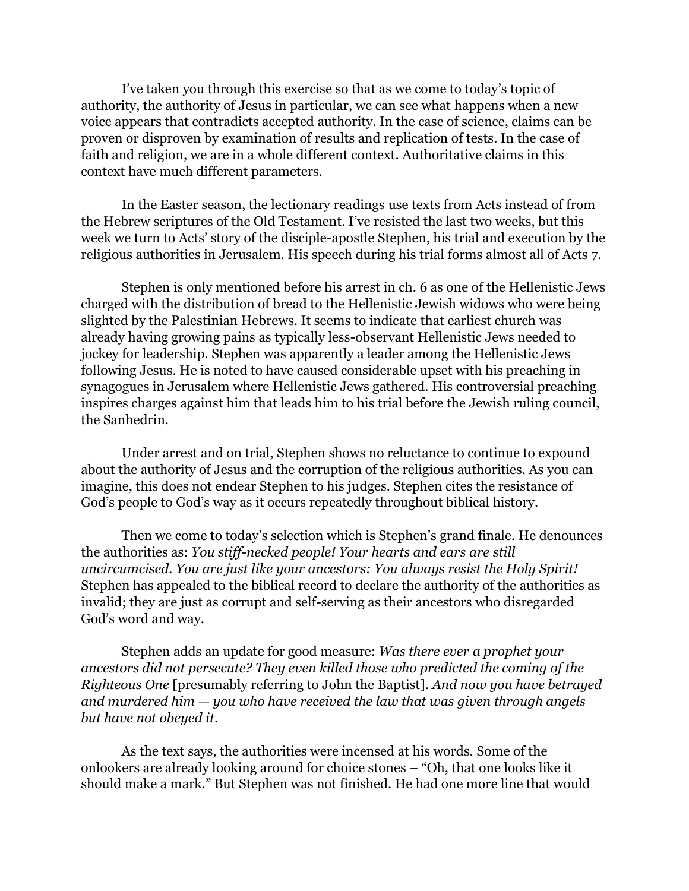I've taken you through this exercise so that as we come to today's topic of authority, the authority of Jesus in particular, we can see what happens when a new voice appears that contradicts accepted authority. In the case of science, claims can be proven or disproven by examination of results and replication of tests. In the case of faith and religion, we are in a whole different context. Authoritative claims in this context have much different parameters.

In the Easter season, the lectionary readings use texts from Acts instead of from the Hebrew scriptures of the Old Testament. I've resisted the last two weeks, but this week we turn to Acts' story of the disciple-apostle Stephen, his trial and execution by the religious authorities in Jerusalem. His speech during his trial forms almost all of Acts 7.

Stephen is only mentioned before his arrest in ch. 6 as one of the Hellenistic Jews charged with the distribution of bread to the Hellenistic Jewish widows who were being slighted by the Palestinian Hebrews. It seems to indicate that earliest church was already having growing pains as typically less-observant Hellenistic Jews needed to jockey for leadership. Stephen was apparently a leader among the Hellenistic Jews following Jesus. He is noted to have caused considerable upset with his preaching in synagogues in Jerusalem where Hellenistic Jews gathered. His controversial preaching inspires charges against him that leads him to his trial before the Jewish ruling council, the Sanhedrin.

Under arrest and on trial, Stephen shows no reluctance to continue to expound about the authority of Jesus and the corruption of the religious authorities. As you can imagine, this does not endear Stephen to his judges. Stephen cites the resistance of God's people to God's way as it occurs repeatedly throughout biblical history.

Then we come to today's selection which is Stephen's grand finale. He denounces the authorities as: *You stiff-necked people! Your hearts and ears are still uncircumcised. You are just like your ancestors: You always resist the Holy Spirit!* Stephen has appealed to the biblical record to declare the authority of the authorities as invalid; they are just as corrupt and self-serving as their ancestors who disregarded God's word and way.

Stephen adds an update for good measure: *Was there ever a prophet your ancestors did not persecute? They even killed those who predicted the coming of the Righteous One* [presumably referring to John the Baptist]. *And now you have betrayed and murdered him — you who have received the law that was given through angels but have not obeyed it.*

As the text says, the authorities were incensed at his words. Some of the onlookers are already looking around for choice stones – "Oh, that one looks like it should make a mark." But Stephen was not finished. He had one more line that would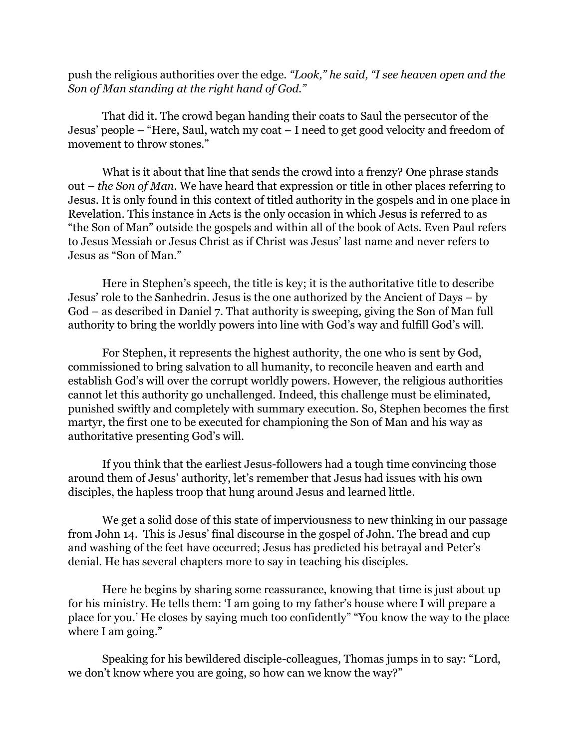push the religious authorities over the edge. *"Look," he said, "I see heaven open and the Son of Man standing at the right hand of God."*

That did it. The crowd began handing their coats to Saul the persecutor of the Jesus' people – "Here, Saul, watch my coat – I need to get good velocity and freedom of movement to throw stones."

What is it about that line that sends the crowd into a frenzy? One phrase stands out – *the Son of Man*. We have heard that expression or title in other places referring to Jesus. It is only found in this context of titled authority in the gospels and in one place in Revelation. This instance in Acts is the only occasion in which Jesus is referred to as "the Son of Man" outside the gospels and within all of the book of Acts. Even Paul refers to Jesus Messiah or Jesus Christ as if Christ was Jesus' last name and never refers to Jesus as "Son of Man."

Here in Stephen's speech, the title is key; it is the authoritative title to describe Jesus' role to the Sanhedrin. Jesus is the one authorized by the Ancient of Days – by God – as described in Daniel 7. That authority is sweeping, giving the Son of Man full authority to bring the worldly powers into line with God's way and fulfill God's will.

For Stephen, it represents the highest authority, the one who is sent by God, commissioned to bring salvation to all humanity, to reconcile heaven and earth and establish God's will over the corrupt worldly powers. However, the religious authorities cannot let this authority go unchallenged. Indeed, this challenge must be eliminated, punished swiftly and completely with summary execution. So, Stephen becomes the first martyr, the first one to be executed for championing the Son of Man and his way as authoritative presenting God's will.

If you think that the earliest Jesus-followers had a tough time convincing those around them of Jesus' authority, let's remember that Jesus had issues with his own disciples, the hapless troop that hung around Jesus and learned little.

We get a solid dose of this state of imperviousness to new thinking in our passage from John 14. This is Jesus' final discourse in the gospel of John. The bread and cup and washing of the feet have occurred; Jesus has predicted his betrayal and Peter's denial. He has several chapters more to say in teaching his disciples.

Here he begins by sharing some reassurance, knowing that time is just about up for his ministry. He tells them: 'I am going to my father's house where I will prepare a place for you.' He closes by saying much too confidently" "You know the way to the place where I am going."

Speaking for his bewildered disciple-colleagues, Thomas jumps in to say: "Lord, we don't know where you are going, so how can we know the way?"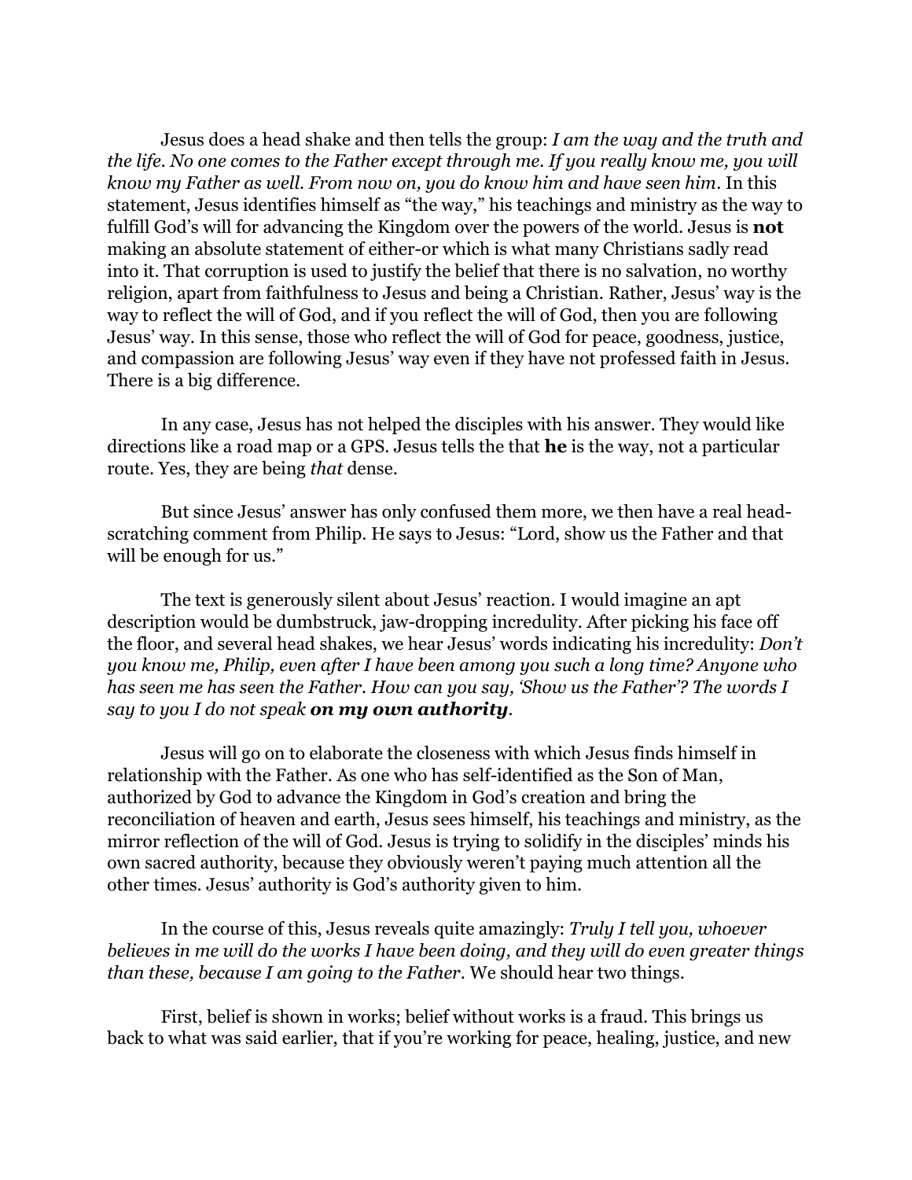Jesus does a head shake and then tells the group: *I am the way and the truth and the life. No one comes to the Father except through me. If you really know me, you will know my Father as well. From now on, you do know him and have seen him*. In this statement, Jesus identifies himself as "the way," his teachings and ministry as the way to fulfill God's will for advancing the Kingdom over the powers of the world. Jesus is **not** making an absolute statement of either-or which is what many Christians sadly read into it. That corruption is used to justify the belief that there is no salvation, no worthy religion, apart from faithfulness to Jesus and being a Christian. Rather, Jesus' way is the way to reflect the will of God, and if you reflect the will of God, then you are following Jesus' way. In this sense, those who reflect the will of God for peace, goodness, justice, and compassion are following Jesus' way even if they have not professed faith in Jesus. There is a big difference.

In any case, Jesus has not helped the disciples with his answer. They would like directions like a road map or a GPS. Jesus tells the that **he** is the way, not a particular route. Yes, they are being *that* dense.

But since Jesus' answer has only confused them more, we then have a real head-scratching comment from Philip. He says to Jesus: "Lord, show us the Father and that will be enough for us."

The text is generously silent about Jesus' reaction. I would imagine an apt description would be dumbstruck, jaw-dropping incredulity. After picking his face off the floor, and several head shakes, we hear Jesus' words indicating his incredulity: *Don't you know me, Philip, even after I have been among you such a long time? Anyone who has seen me has seen the Father. How can you say, 'Show us the Father'? The words I say to you I do not speak* ***on my own authority***.

Jesus will go on to elaborate the closeness with which Jesus finds himself in relationship with the Father. As one who has self-identified as the Son of Man, authorized by God to advance the Kingdom in God's creation and bring the reconciliation of heaven and earth, Jesus sees himself, his teachings and ministry, as the mirror reflection of the will of God. Jesus is trying to solidify in the disciples' minds his own sacred authority, because they obviously weren't paying much attention all the other times. Jesus' authority is God's authority given to him.

In the course of this, Jesus reveals quite amazingly: *Truly I tell you, whoever believes in me will do the works I have been doing, and they will do even greater things than these, because I am going to the Father*. We should hear two things.

First, belief is shown in works; belief without works is a fraud. This brings us back to what was said earlier, that if you're working for peace, healing, justice, and new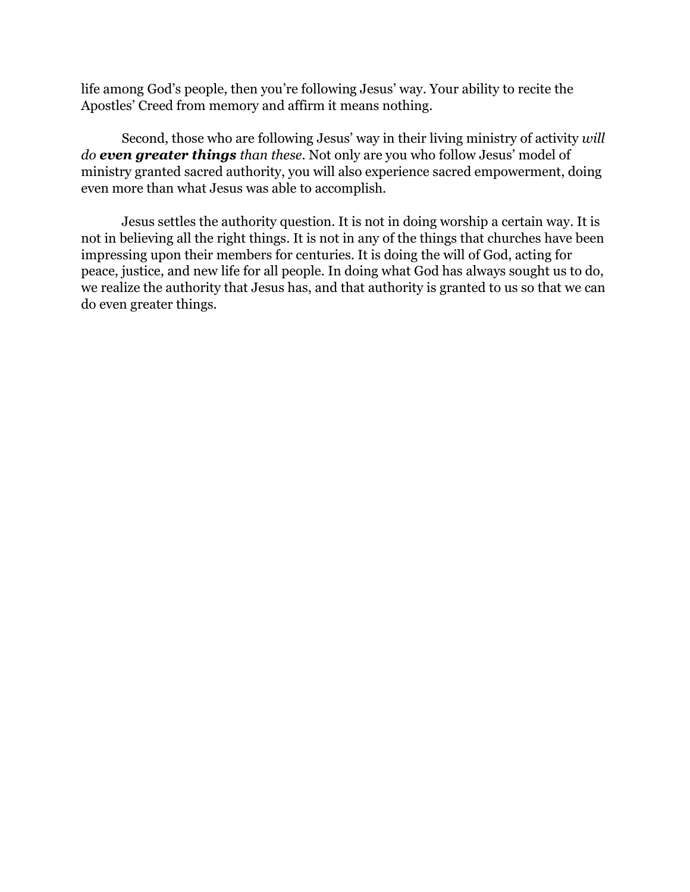life among God's people, then you're following Jesus' way. Your ability to recite the Apostles' Creed from memory and affirm it means nothing.

Second, those who are following Jesus' way in their living ministry of activity *will do* ***even greater things*** *than these*. Not only are you who follow Jesus' model of ministry granted sacred authority, you will also experience sacred empowerment, doing even more than what Jesus was able to accomplish.

Jesus settles the authority question. It is not in doing worship a certain way. It is not in believing all the right things. It is not in any of the things that churches have been impressing upon their members for centuries. It is doing the will of God, acting for peace, justice, and new life for all people. In doing what God has always sought us to do, we realize the authority that Jesus has, and that authority is granted to us so that we can do even greater things.